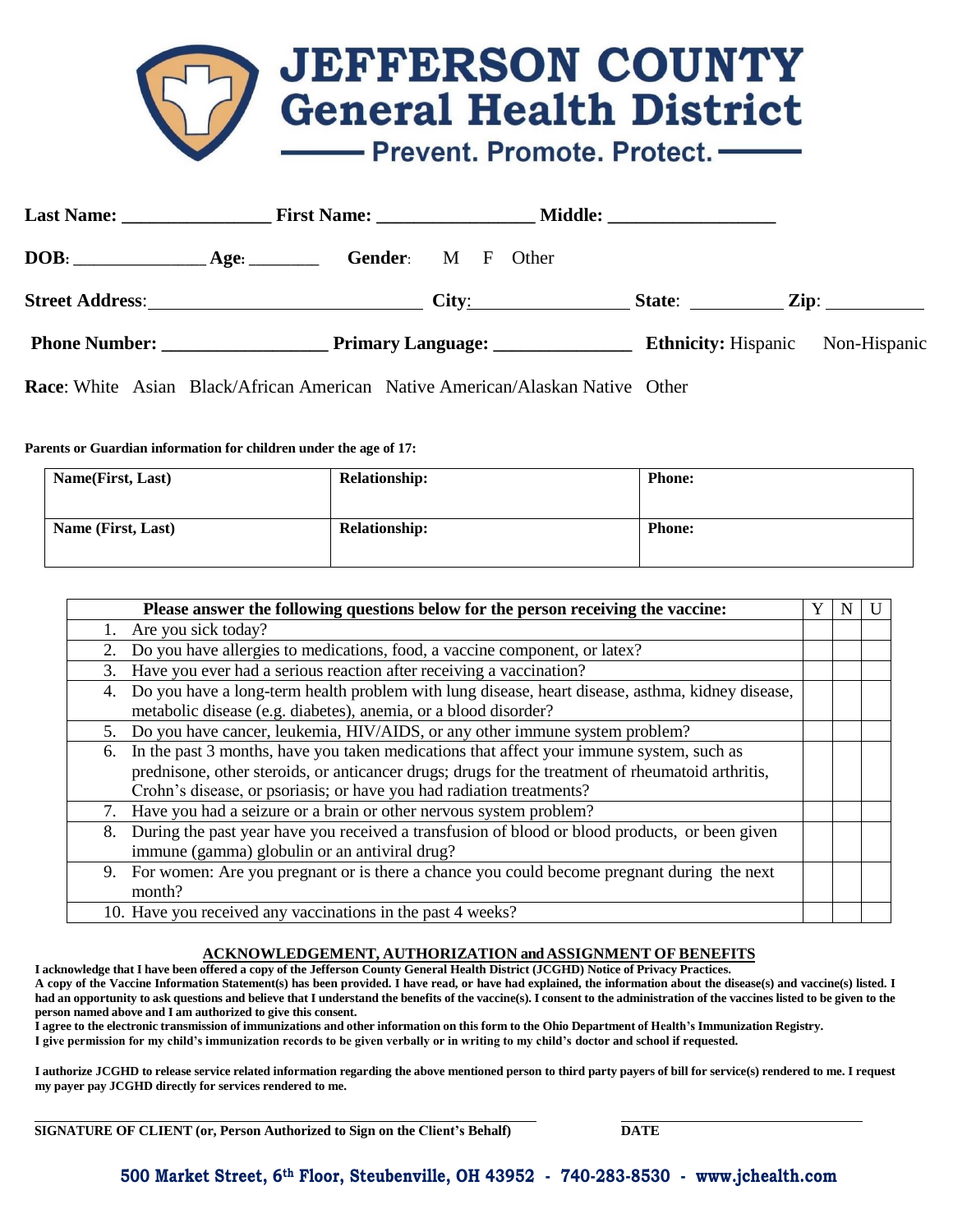# JEFFERSON COUNTY
## General Health District
### Prevent. Promote. Protect.

**Last Name:** _______________ **First Name:** _______________ **Middle:** _________________

**DOB**: ______________ **Age**: _______ **Gender**: M F Other

**Street Address**: ____________________________ **City**: ________________ **State**: _________ **Zip**: __________

**Phone Number:** _________________ **Primary Language:** ______________ **Ethnicity:** Hispanic Non-Hispanic

**Race**: White Asian Black/African American Native American/Alaskan Native Other

**Parents or Guardian information for children under the age of 17:**

| **Name(First, Last)** | **Relationship:** | **Phone:** |
|---|---|---|
| **Name (First, Last)** | **Relationship:** | **Phone:** |

| **Please answer the following questions below for the person receiving the vaccine:** | Y | N | U |
|---|---|---|---|
| 1. Are you sick today? | | | |
| 2. Do you have allergies to medications, food, a vaccine component, or latex? | | | |
| 3. Have you ever had a serious reaction after receiving a vaccination? | | | |
| 4. Do you have a long-term health problem with lung disease, heart disease, asthma, kidney disease, metabolic disease (e.g. diabetes), anemia, or a blood disorder? | | | |
| 5. Do you have cancer, leukemia, HIV/AIDS, or any other immune system problem? | | | |
| 6. In the past 3 months, have you taken medications that affect your immune system, such as prednisone, other steroids, or anticancer drugs; drugs for the treatment of rheumatoid arthritis, Crohn's disease, or psoriasis; or have you had radiation treatments? | | | |
| 7. Have you had a seizure or a brain or other nervous system problem? | | | |
| 8. During the past year have you received a transfusion of blood or blood products, or been given immune (gamma) globulin or an antiviral drug? | | | |
| 9. For women: Are you pregnant or is there a chance you could become pregnant during the next month? | | | |
| 10. Have you received any vaccinations in the past 4 weeks? | | | |

## ACKNOWLEDGEMENT, AUTHORIZATION and ASSIGNMENT OF BENEFITS

**I acknowledge that I have been offered a copy of the Jefferson County General Health District (JCGHD) Notice of Privacy Practices.**
**A copy of the Vaccine Information Statement(s) has been provided. I have read, or have had explained, the information about the disease(s) and vaccine(s) listed. I had an opportunity to ask questions and believe that I understand the benefits of the vaccine(s). I consent to the administration of the vaccines listed to be given to the person named above and I am authorized to give this consent.**
**I agree to the electronic transmission of immunizations and other information on this form to the Ohio Department of Health's Immunization Registry.**
**I give permission for my child's immunization records to be given verbally or in writing to my child's doctor and school if requested.**

**I authorize JCGHD to release service related information regarding the above mentioned person to third party payers of bill for service(s) rendered to me. I request my payer pay JCGHD directly for services rendered to me.**

______________________________________________ ______________________

**SIGNATURE OF CLIENT (or, Person Authorized to Sign on the Client's Behalf)** **DATE**

**500 Market Street, 6th Floor, Steubenville, OH 43952 - 740-283-8530 - www.jchealth.com**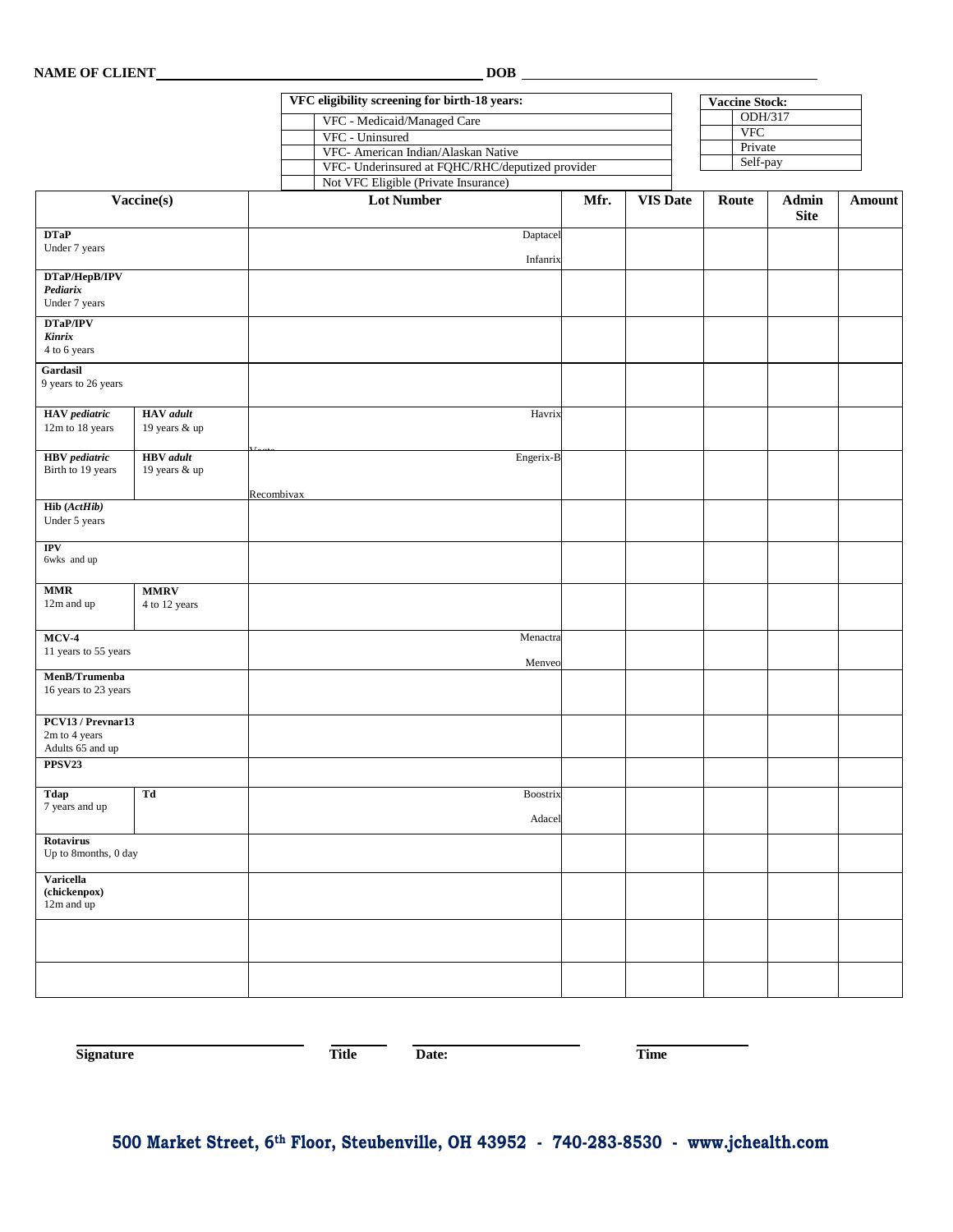**NAME OF CLIENT** ______________________________ **DOB** ______________________________

| VFC eligibility screening for birth-18 years: | |
|---|---|
| | VFC - Medicaid/Managed Care |
| | VFC - Uninsured |
| | VFC- American Indian/Alaskan Native |
| | VFC- Underinsured at FQHC/RHC/deputized provider |
| | Not VFC Eligible (Private Insurance) |

| Vaccine Stock: | |
|---|---|
| | ODH/317 |
| | VFC |
| | Private |
| | Self-pay |

| Vaccine(s) | | Lot Number | Mfr. | VIS Date | Route | Admin Site | Amount |
|---|---|---|---|---|---|---|---|
| **DTaP** Under 7 years | | Daptacel Infanrix | | | | | |
| **DTaP/HepB/IPV** ***Pediarix*** Under 7 years | | | | | | | |
| **DTaP/IPV** ***Kinrix*** 4 to 6 years | | | | | | | |
| **Gardasil** 9 years to 26 years | | | | | | | |
| **HAV** ***pediatric*** 12m to 18 years | **HAV** ***adult*** 19 years & up | Havrix Vaqta | | | | | |
| **HBV** ***pediatric*** Birth to 19 years | **HBV** ***adult*** 19 years & up | Engerix-B Recombivax | | | | | |
| **Hib (*ActHib*)** Under 5 years | | | | | | | |
| **IPV** 6wks and up | | | | | | | |
| **MMR** 12m and up | **MMRV** 4 to 12 years | | | | | | |
| **MCV-4** 11 years to 55 years | | Menactra Menveo | | | | | |
| **MenB/Trumenba** 16 years to 23 years | | | | | | | |
| **PCV13 / Prevnar13** 2m to 4 years Adults 65 and up | | | | | | | |
| **PPSV23** | | | | | | | |
| **Tdap** 7 years and up | **Td** | Boostrix Adacel | | | | | |
| **Rotavirus** Up to 8months, 0 day | | | | | | | |
| **Varicella (chickenpox)** 12m and up | | | | | | | |
| | | | | | | | |
| | | | | | | | |

**Signature** ____________ **Title** ____________ **Date:** ____________ **Time** ____________

**500 Market Street, 6th Floor, Steubenville, OH 43952 - 740-283-8530 - www.jchealth.com**